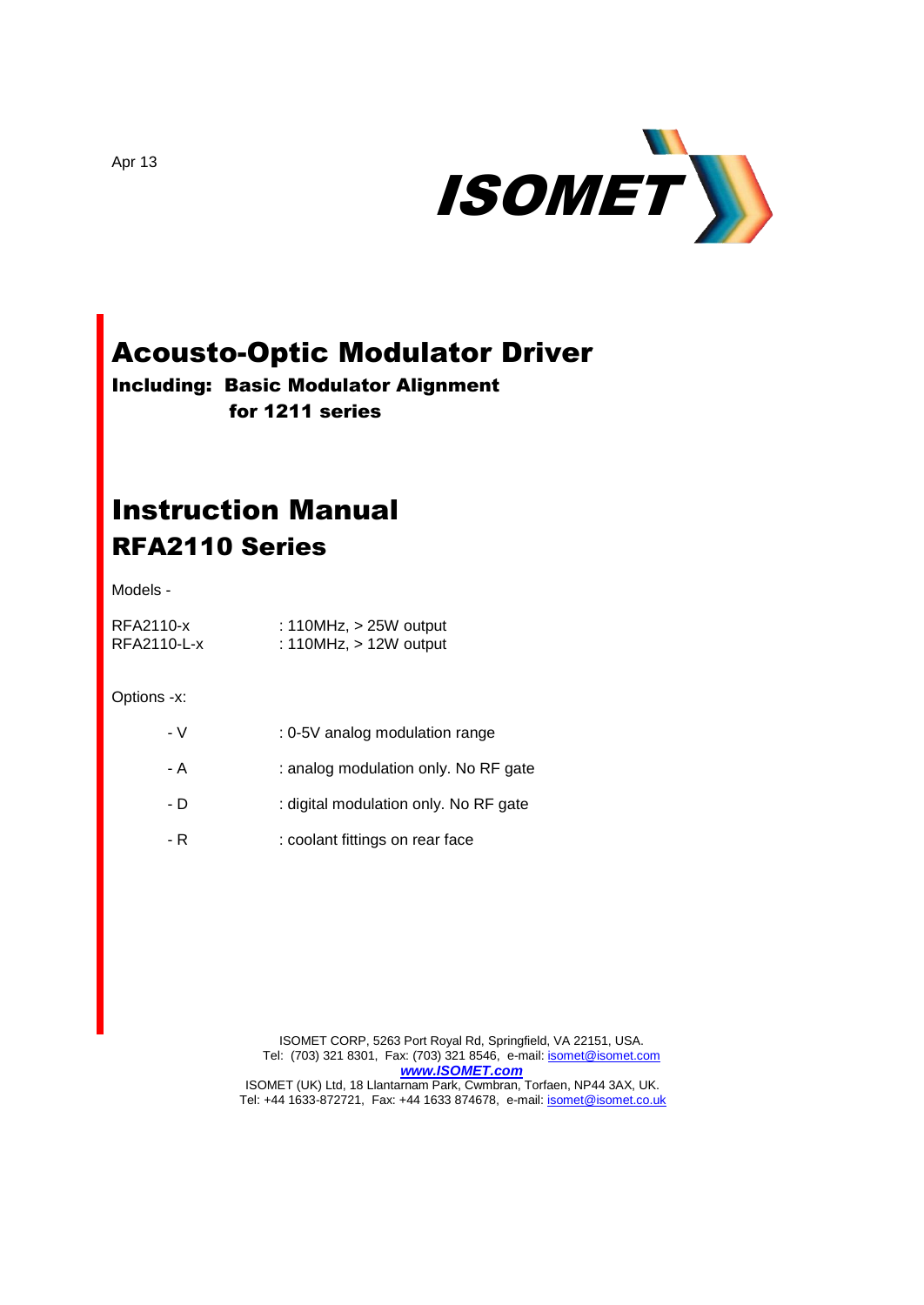Apr 13

ISOMET

# Acousto-Optic Modulator Driver

**Including: Basic Modulator Alignment for 1211 series**

# Instruction Manual

## RFA2110 Series

Models -

| | |
|---|---|
| RFA2110-x | : 110MHz, > 25W output |
| RFA2110-L-x | : 110MHz, > 12W output |

Options -x:

| | |
|---|---|
| - V | : 0-5V analog modulation range |
| - A | : analog modulation only. No RF gate |
| - D | : digital modulation only. No RF gate |
| - R | : coolant fittings on rear face |

ISOMET CORP, 5263 Port Royal Rd, Springfield, VA 22151, USA.
Tel: (703) 321 8301, Fax: (703) 321 8546, e-mail: isomet@isomet.com
***www.ISOMET.com***
ISOMET (UK) Ltd, 18 Llantarnam Park, Cwmbran, Torfaen, NP44 3AX, UK.
Tel: +44 1633-872721, Fax: +44 1633 874678, e-mail: isomet@isomet.co.uk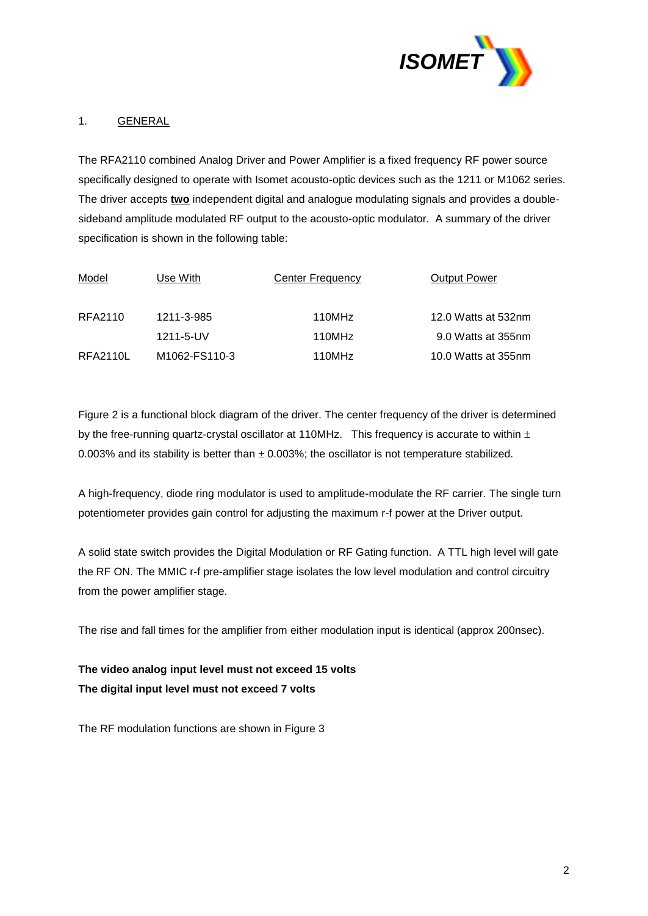## 1. GENERAL

The RFA2110 combined Analog Driver and Power Amplifier is a fixed frequency RF power source specifically designed to operate with Isomet acousto-optic devices such as the 1211 or M1062 series. The driver accepts **two** independent digital and analogue modulating signals and provides a double-sideband amplitude modulated RF output to the acousto-optic modulator. A summary of the driver specification is shown in the following table:

| Model | Use With | Center Frequency | Output Power |
|---|---|---|---|
| RFA2110 | 1211-3-985 | 110MHz | 12.0 Watts at 532nm |
| | 1211-5-UV | 110MHz | 9.0 Watts at 355nm |
| RFA2110L | M1062-FS110-3 | 110MHz | 10.0 Watts at 355nm |

Figure 2 is a functional block diagram of the driver. The center frequency of the driver is determined by the free-running quartz-crystal oscillator at 110MHz. This frequency is accurate to within ± 0.003% and its stability is better than ± 0.003%; the oscillator is not temperature stabilized.

A high-frequency, diode ring modulator is used to amplitude-modulate the RF carrier. The single turn potentiometer provides gain control for adjusting the maximum r-f power at the Driver output.

A solid state switch provides the Digital Modulation or RF Gating function. A TTL high level will gate the RF ON. The MMIC r-f pre-amplifier stage isolates the low level modulation and control circuitry from the power amplifier stage.

The rise and fall times for the amplifier from either modulation input is identical (approx 200nsec).

**The video analog input level must not exceed 15 volts**
**The digital input level must not exceed 7 volts**

The RF modulation functions are shown in Figure 3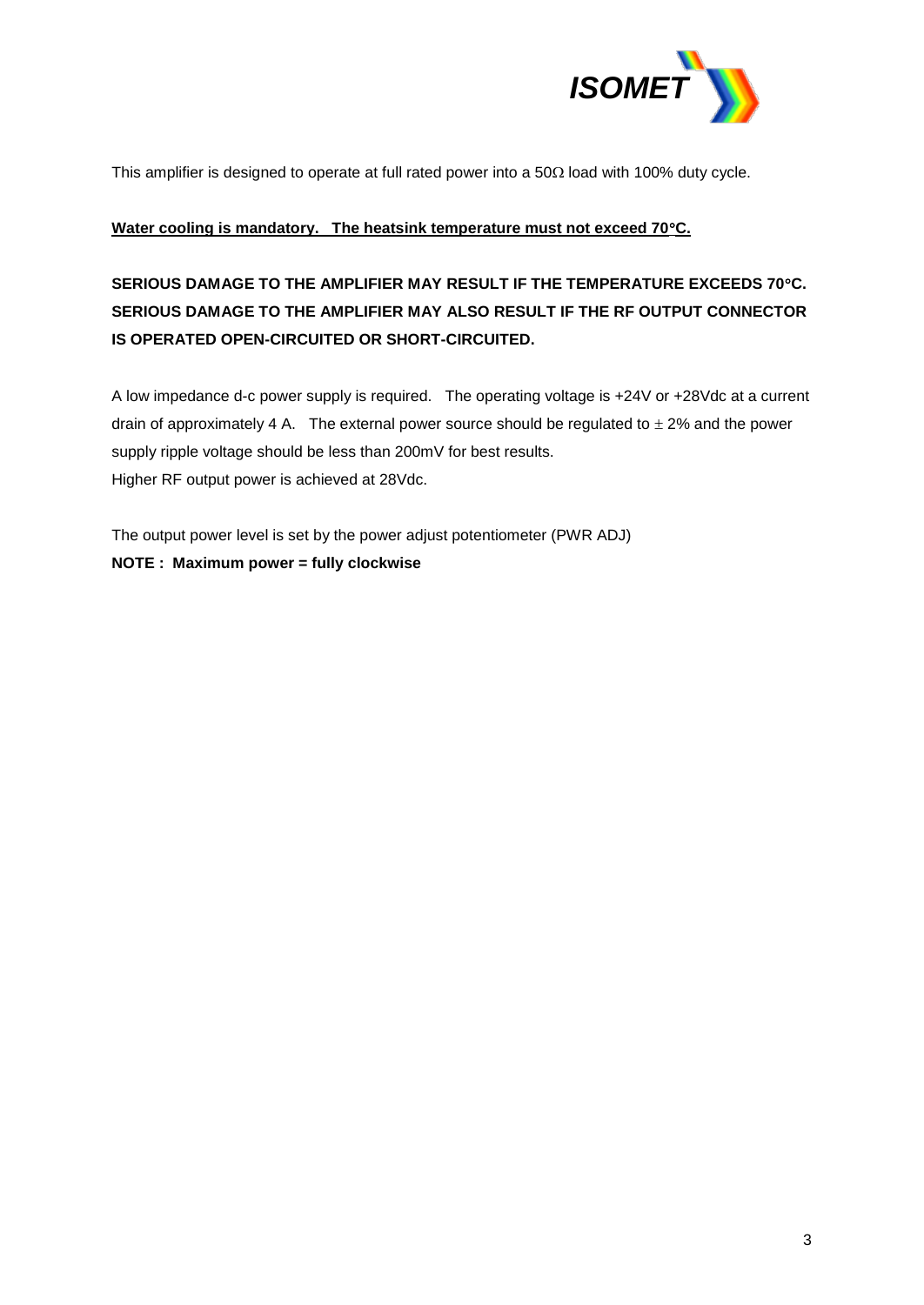This amplifier is designed to operate at full rated power into a 50Ω load with 100% duty cycle.

**Water cooling is mandatory.   The heatsink temperature must not exceed 70°C.**

**SERIOUS DAMAGE TO THE AMPLIFIER MAY RESULT IF THE TEMPERATURE EXCEEDS 70°C. SERIOUS DAMAGE TO THE AMPLIFIER MAY ALSO RESULT IF THE RF OUTPUT CONNECTOR IS OPERATED OPEN-CIRCUITED OR SHORT-CIRCUITED.**

A low impedance d-c power supply is required.   The operating voltage is +24V or +28Vdc at a current drain of approximately 4 A.   The external power source should be regulated to ± 2% and the power supply ripple voltage should be less than 200mV for best results.
Higher RF output power is achieved at 28Vdc.

The output power level is set by the power adjust potentiometer (PWR ADJ)
**NOTE :  Maximum power = fully clockwise**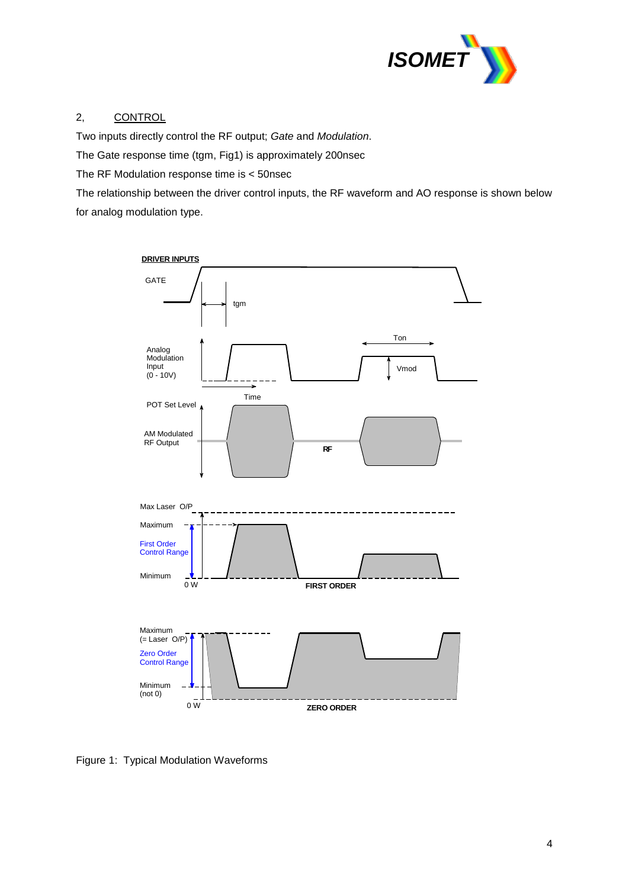## 2, CONTROL

Two inputs directly control the RF output; *Gate* and *Modulation*.

The Gate response time (tgm, Fig1) is approximately 200nsec

The RF Modulation response time is < 50nsec

The relationship between the driver control inputs, the RF waveform and AO response is shown below for analog modulation type.

Figure 1: Typical Modulation Waveforms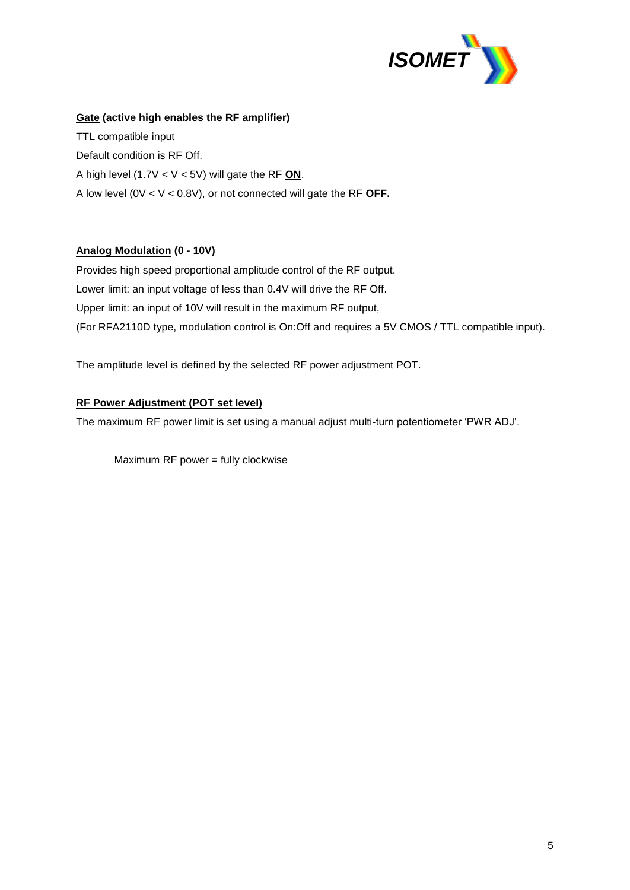**<u>Gate</u> (active high enables the RF amplifier)**

TTL compatible input

Default condition is RF Off.

A high level (1.7V < V < 5V) will gate the RF **<u>ON</u>**.

A low level (0V < V < 0.8V), or not connected will gate the RF **<u>OFF.</u>**

**<u>Analog Modulation</u> (0 - 10V)**

Provides high speed proportional amplitude control of the RF output.

Lower limit: an input voltage of less than 0.4V will drive the RF Off.

Upper limit: an input of 10V will result in the maximum RF output,

(For RFA2110D type, modulation control is On:Off and requires a 5V CMOS / TTL compatible input).

The amplitude level is defined by the selected RF power adjustment POT.

**<u>RF Power Adjustment (POT set level)</u>**

The maximum RF power limit is set using a manual adjust multi-turn potentiometer 'PWR ADJ'.

Maximum RF power = fully clockwise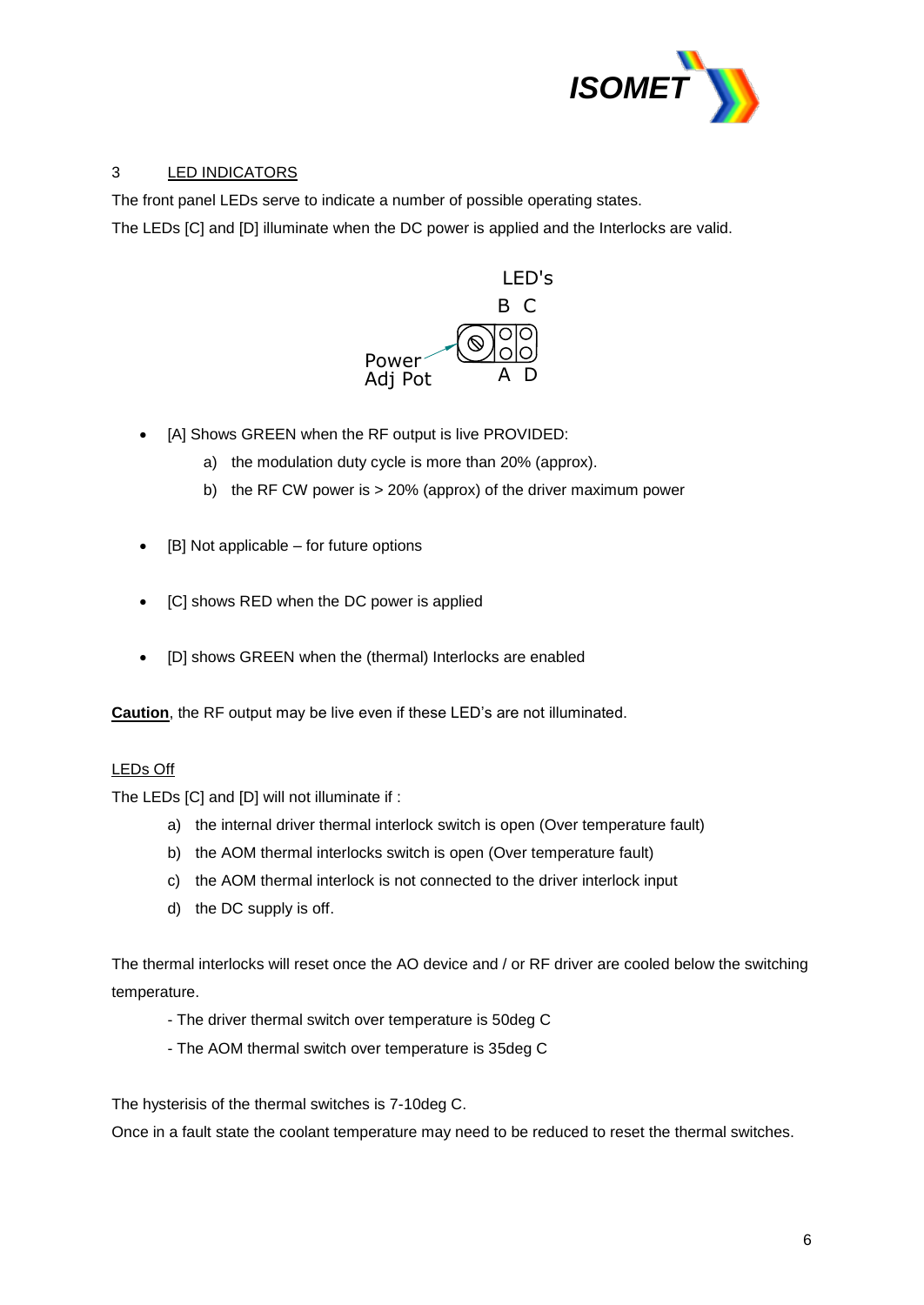## 3 LED INDICATORS

The front panel LEDs serve to indicate a number of possible operating states.

The LEDs [C] and [D] illuminate when the DC power is applied and the Interlocks are valid.

LED's

B C

Power Adj Pot

A D

- [A] Shows GREEN when the RF output is live PROVIDED:
  a) the modulation duty cycle is more than 20% (approx).
  b) the RF CW power is > 20% (approx) of the driver maximum power

- [B] Not applicable – for future options

- [C] shows RED when the DC power is applied

- [D] shows GREEN when the (thermal) Interlocks are enabled

**Caution**, the RF output may be live even if these LED's are not illuminated.

LEDs Off

The LEDs [C] and [D] will not illuminate if :

a) the internal driver thermal interlock switch is open (Over temperature fault)
b) the AOM thermal interlocks switch is open (Over temperature fault)
c) the AOM thermal interlock is not connected to the driver interlock input
d) the DC supply is off.

The thermal interlocks will reset once the AO device and / or RF driver are cooled below the switching temperature.

- The driver thermal switch over temperature is 50deg C
- The AOM thermal switch over temperature is 35deg C

The hysterisis of the thermal switches is 7-10deg C.

Once in a fault state the coolant temperature may need to be reduced to reset the thermal switches.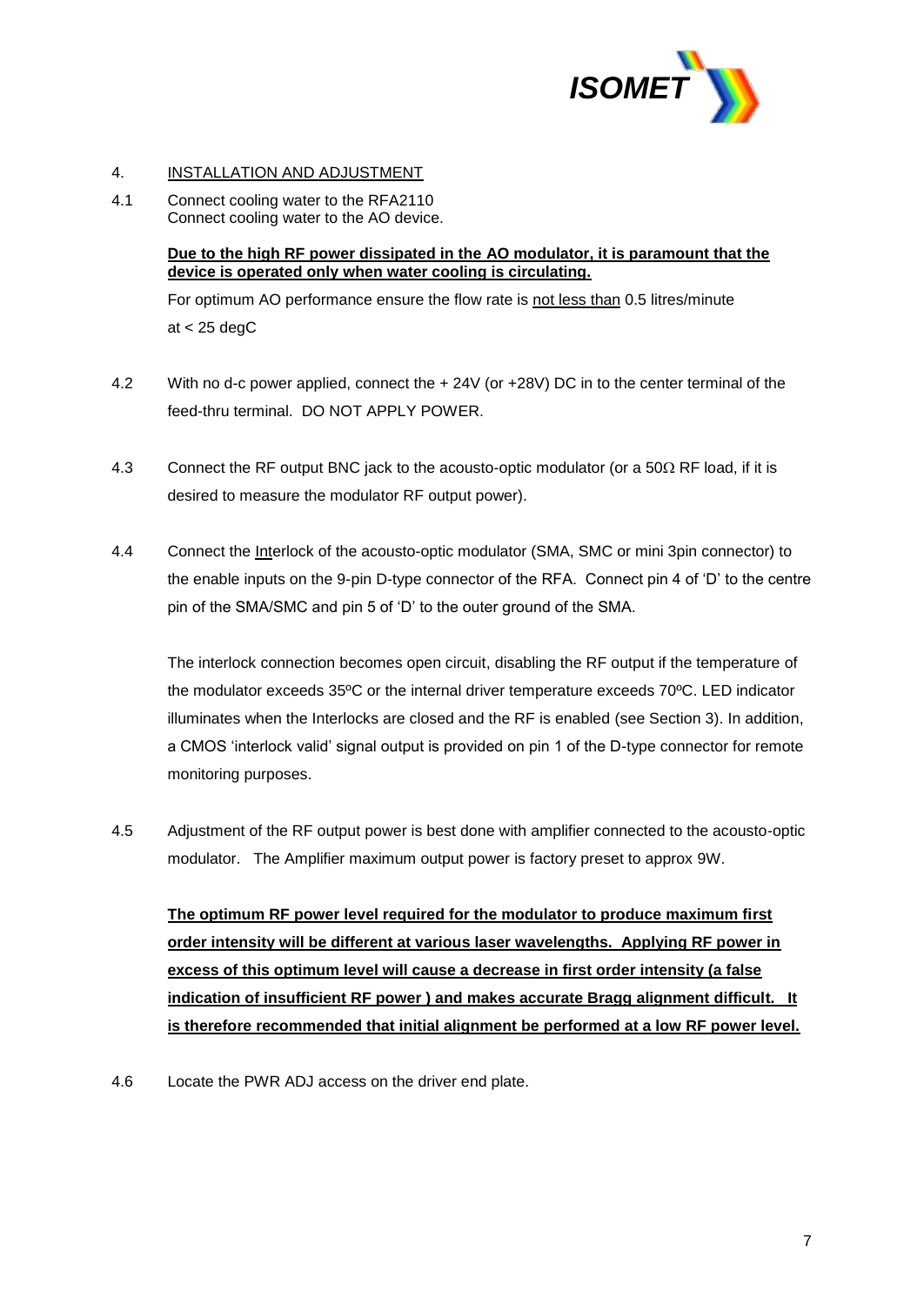## 4. INSTALLATION AND ADJUSTMENT

4.1 Connect cooling water to the RFA2110
Connect cooling water to the AO device.

**Due to the high RF power dissipated in the AO modulator, it is paramount that the device is operated only when water cooling is circulating.**

For optimum AO performance ensure the flow rate is not less than 0.5 litres/minute at < 25 degC

4.2 With no d-c power applied, connect the + 24V (or +28V) DC in to the center terminal of the feed-thru terminal. DO NOT APPLY POWER.

4.3 Connect the RF output BNC jack to the acousto-optic modulator (or a 50Ω RF load, if it is desired to measure the modulator RF output power).

4.4 Connect the Interlock of the acousto-optic modulator (SMA, SMC or mini 3pin connector) to the enable inputs on the 9-pin D-type connector of the RFA. Connect pin 4 of 'D' to the centre pin of the SMA/SMC and pin 5 of 'D' to the outer ground of the SMA.

The interlock connection becomes open circuit, disabling the RF output if the temperature of the modulator exceeds 35ºC or the internal driver temperature exceeds 70ºC. LED indicator illuminates when the Interlocks are closed and the RF is enabled (see Section 3). In addition, a CMOS 'interlock valid' signal output is provided on pin 1 of the D-type connector for remote monitoring purposes.

4.5 Adjustment of the RF output power is best done with amplifier connected to the acousto-optic modulator. The Amplifier maximum output power is factory preset to approx 9W.

**The optimum RF power level required for the modulator to produce maximum first order intensity will be different at various laser wavelengths. Applying RF power in excess of this optimum level will cause a decrease in first order intensity (a false indication of insufficient RF power ) and makes accurate Bragg alignment difficult. It is therefore recommended that initial alignment be performed at a low RF power level.**

4.6 Locate the PWR ADJ access on the driver end plate.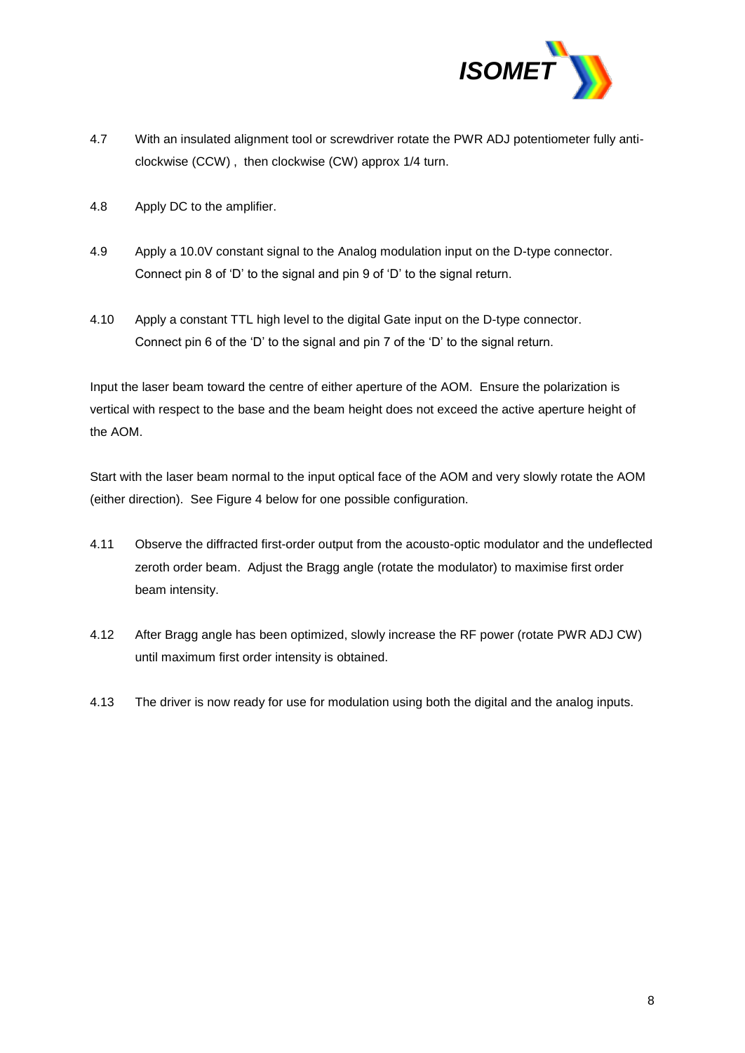4.7 With an insulated alignment tool or screwdriver rotate the PWR ADJ potentiometer fully anti-clockwise (CCW) , then clockwise (CW) approx 1/4 turn.

4.8 Apply DC to the amplifier.

4.9 Apply a 10.0V constant signal to the Analog modulation input on the D-type connector. Connect pin 8 of 'D' to the signal and pin 9 of 'D' to the signal return.

4.10 Apply a constant TTL high level to the digital Gate input on the D-type connector. Connect pin 6 of the 'D' to the signal and pin 7 of the 'D' to the signal return.

Input the laser beam toward the centre of either aperture of the AOM. Ensure the polarization is vertical with respect to the base and the beam height does not exceed the active aperture height of the AOM.

Start with the laser beam normal to the input optical face of the AOM and very slowly rotate the AOM (either direction). See Figure 4 below for one possible configuration.

4.11 Observe the diffracted first-order output from the acousto-optic modulator and the undeflected zeroth order beam. Adjust the Bragg angle (rotate the modulator) to maximise first order beam intensity.

4.12 After Bragg angle has been optimized, slowly increase the RF power (rotate PWR ADJ CW) until maximum first order intensity is obtained.

4.13 The driver is now ready for use for modulation using both the digital and the analog inputs.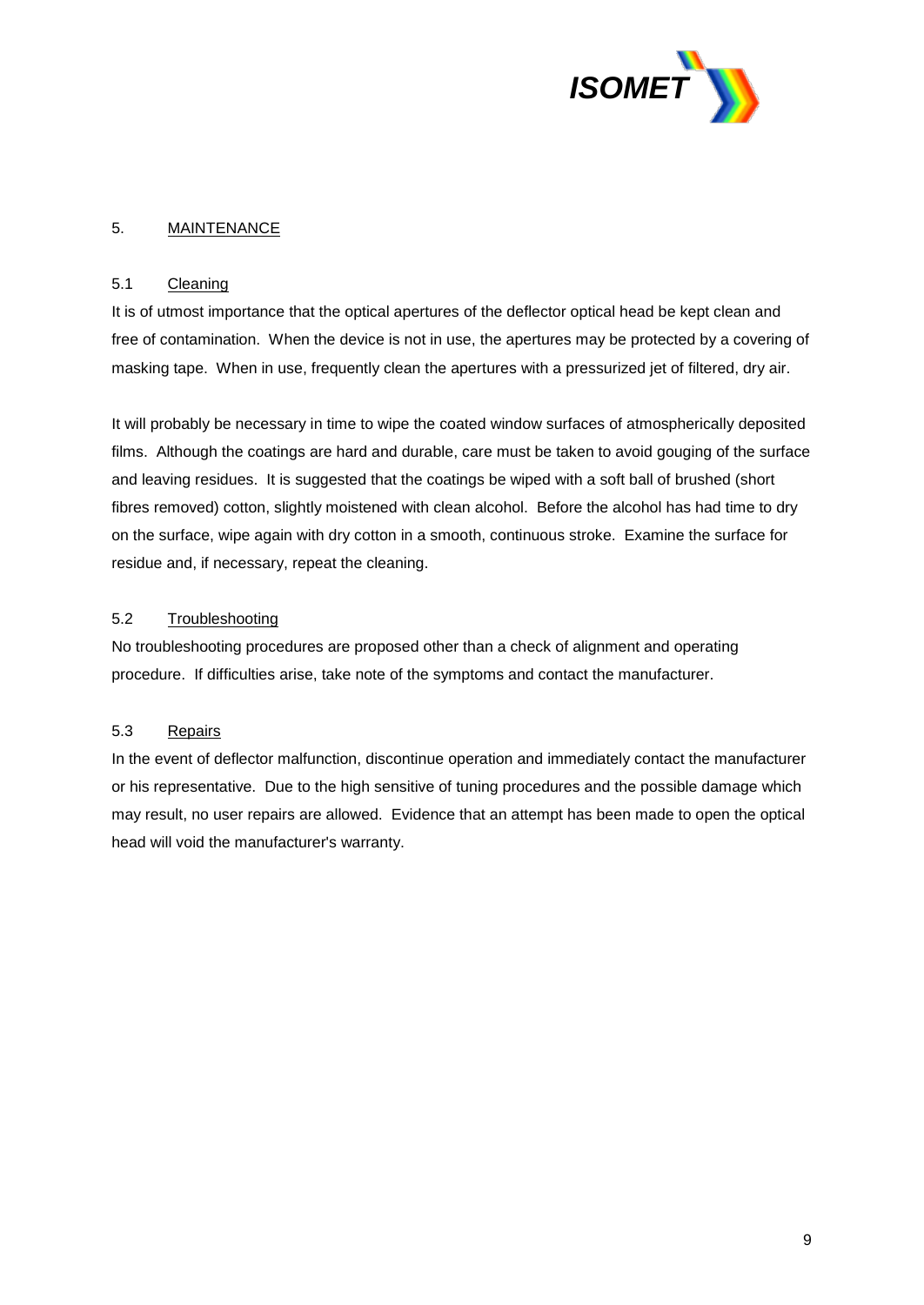# 5. MAINTENANCE

## 5.1 Cleaning

It is of utmost importance that the optical apertures of the deflector optical head be kept clean and free of contamination. When the device is not in use, the apertures may be protected by a covering of masking tape. When in use, frequently clean the apertures with a pressurized jet of filtered, dry air.

It will probably be necessary in time to wipe the coated window surfaces of atmospherically deposited films. Although the coatings are hard and durable, care must be taken to avoid gouging of the surface and leaving residues. It is suggested that the coatings be wiped with a soft ball of brushed (short fibres removed) cotton, slightly moistened with clean alcohol. Before the alcohol has had time to dry on the surface, wipe again with dry cotton in a smooth, continuous stroke. Examine the surface for residue and, if necessary, repeat the cleaning.

## 5.2 Troubleshooting

No troubleshooting procedures are proposed other than a check of alignment and operating procedure. If difficulties arise, take note of the symptoms and contact the manufacturer.

## 5.3 Repairs

In the event of deflector malfunction, discontinue operation and immediately contact the manufacturer or his representative. Due to the high sensitive of tuning procedures and the possible damage which may result, no user repairs are allowed. Evidence that an attempt has been made to open the optical head will void the manufacturer's warranty.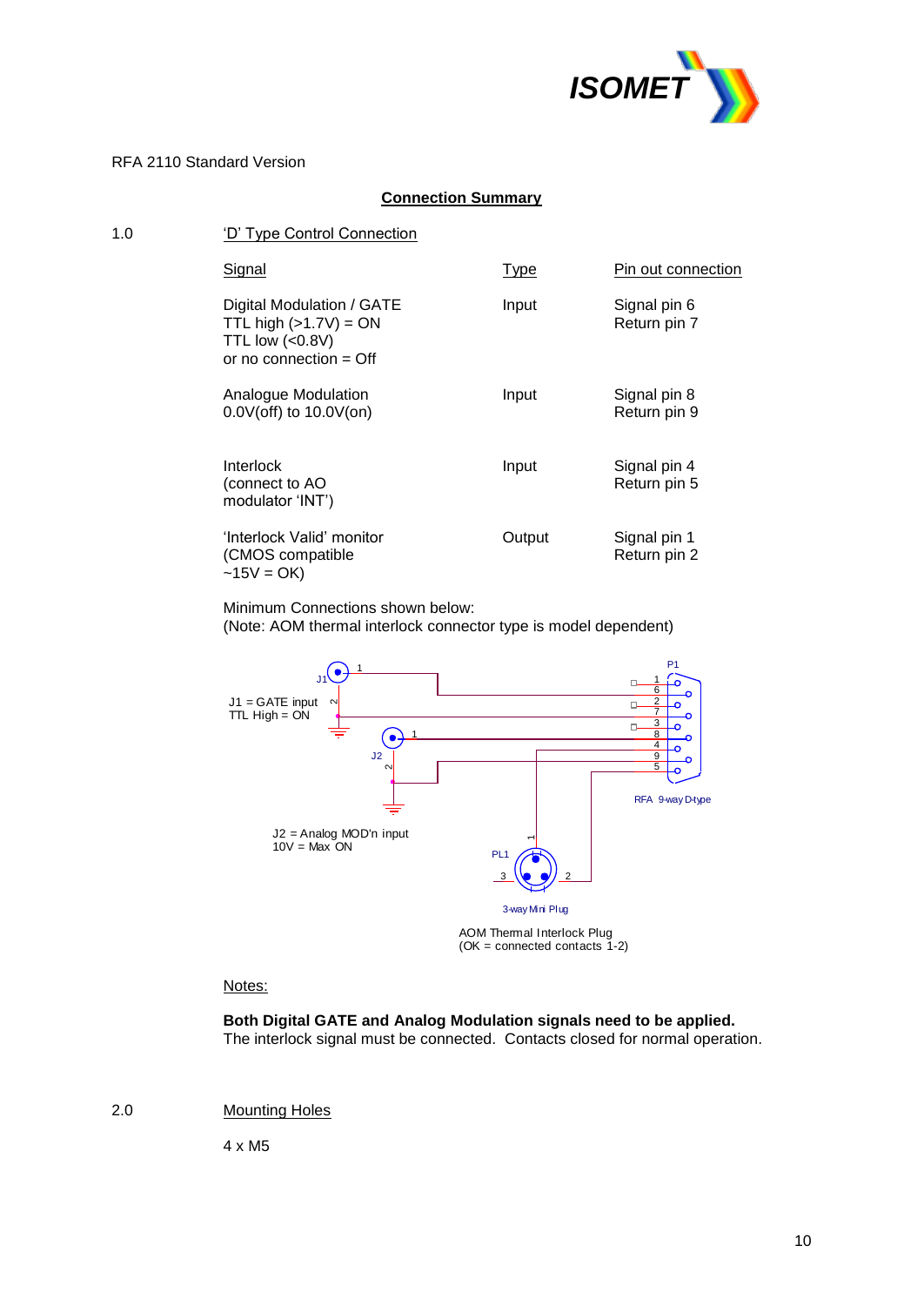RFA 2110 Standard Version

## Connection Summary

1.0 'D' Type Control Connection

| Signal | Type | Pin out connection |
|---|---|---|
| Digital Modulation / GATE<br>TTL high (>1.7V) = ON<br>TTL low (<0.8V)<br>or no connection = Off | Input | Signal pin 6<br>Return pin 7 |
| Analogue Modulation<br>0.0V(off) to 10.0V(on) | Input | Signal pin 8<br>Return pin 9 |
| Interlock<br>(connect to AO modulator 'INT') | Input | Signal pin 4<br>Return pin 5 |
| 'Interlock Valid' monitor<br>(CMOS compatible<br>~15V = OK) | Output | Signal pin 1<br>Return pin 2 |

Minimum Connections shown below:
(Note: AOM thermal interlock connector type is model dependent)

J1 = GATE input
TTL High = ON

J2 = Analog MOD'n input
10V = Max ON

P1

RFA 9-way D-type

PL1

3-way Mini Plug

AOM Thermal Interlock Plug
(OK = connected contacts 1-2)

Notes:

**Both Digital GATE and Analog Modulation signals need to be applied.**
The interlock signal must be connected. Contacts closed for normal operation.

2.0 Mounting Holes

4 x M5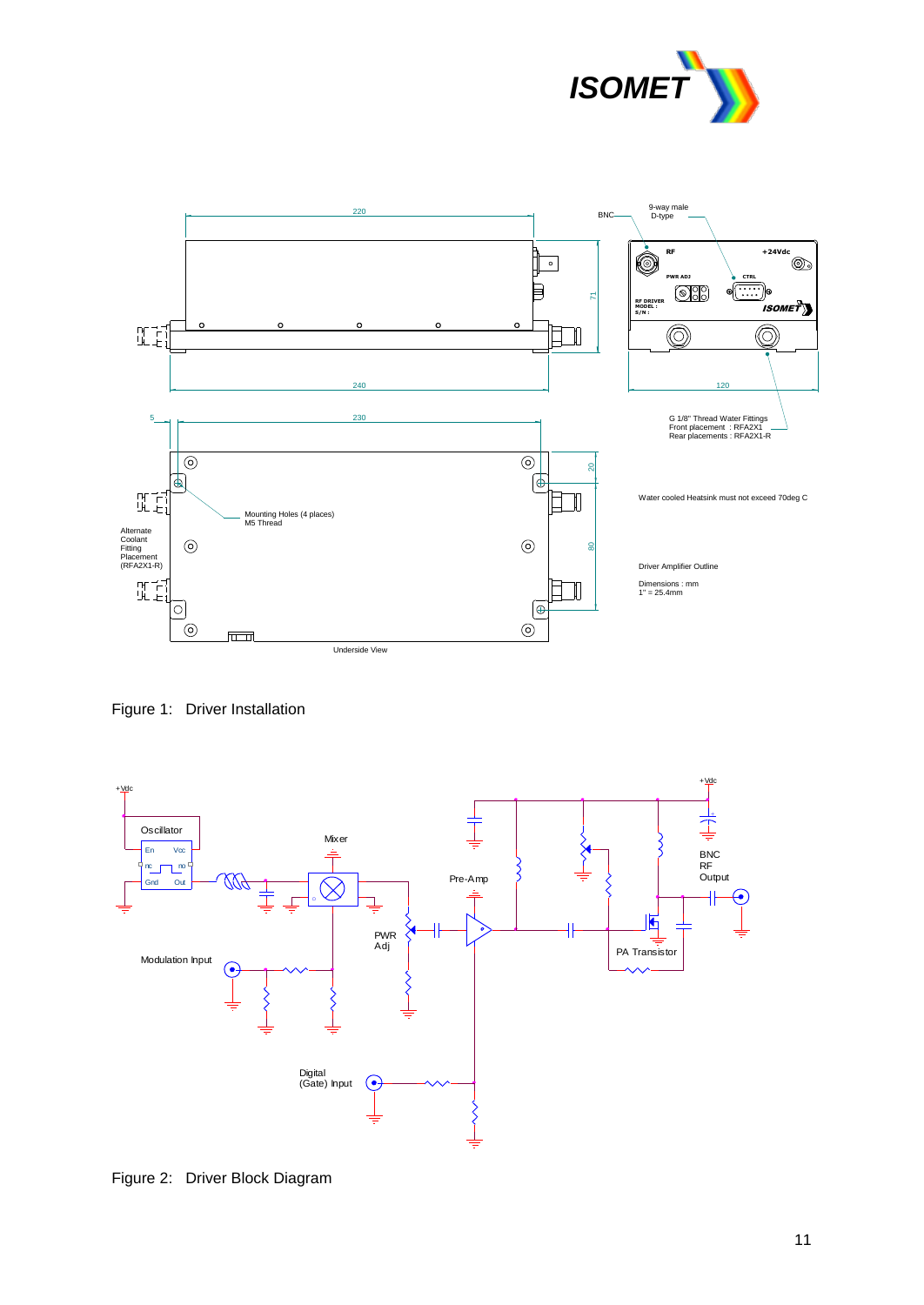Figure 1: Driver Installation

Figure 2: Driver Block Diagram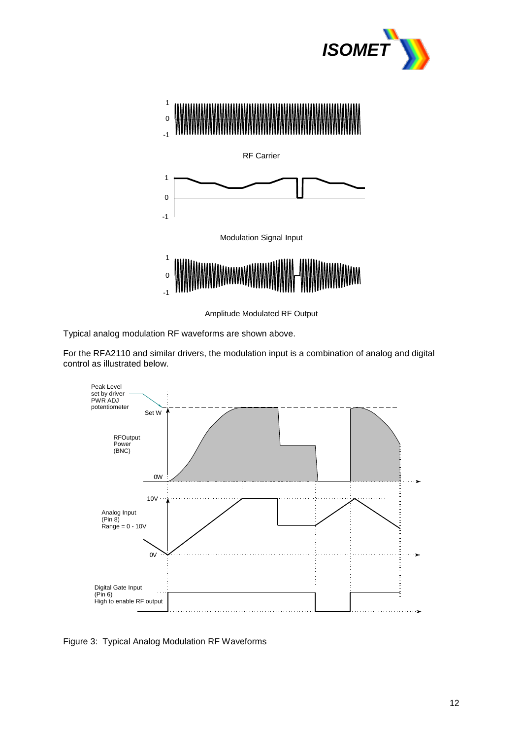Typical analog modulation RF waveforms are shown above.

For the RFA2110 and similar drivers, the modulation input is a combination of analog and digital control as illustrated below.

Figure 3: Typical Analog Modulation RF Waveforms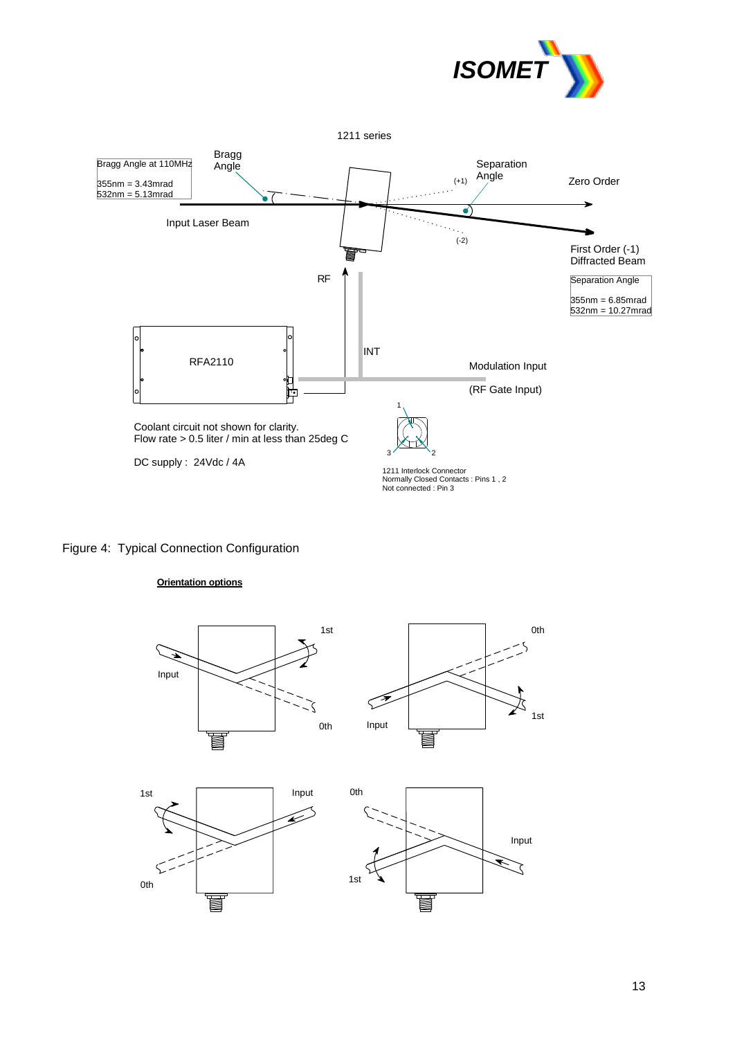1211 series

Bragg Angle at 110MHz

355nm = 3.43mrad
532nm = 5.13mrad

Bragg Angle

Separation Angle

Zero Order

(+1)

(-2)

Input Laser Beam

First Order (-1) Diffracted Beam

Separation Angle

355nm = 6.85mrad
532nm = 10.27mrad

RF

INT

RFA2110

Modulation Input

(RF Gate Input)

Coolant circuit not shown for clarity.
Flow rate > 0.5 liter / min at less than 25deg C

DC supply : 24Vdc / 4A

1211 Interlock Connector
Normally Closed Contacts : Pins 1 , 2
Not connected : Pin 3

Figure 4: Typical Connection Configuration

**Orientation options**

1st | Input | 0th

0th | Input | 1st

1st | Input | 0th

0th | Input | 1st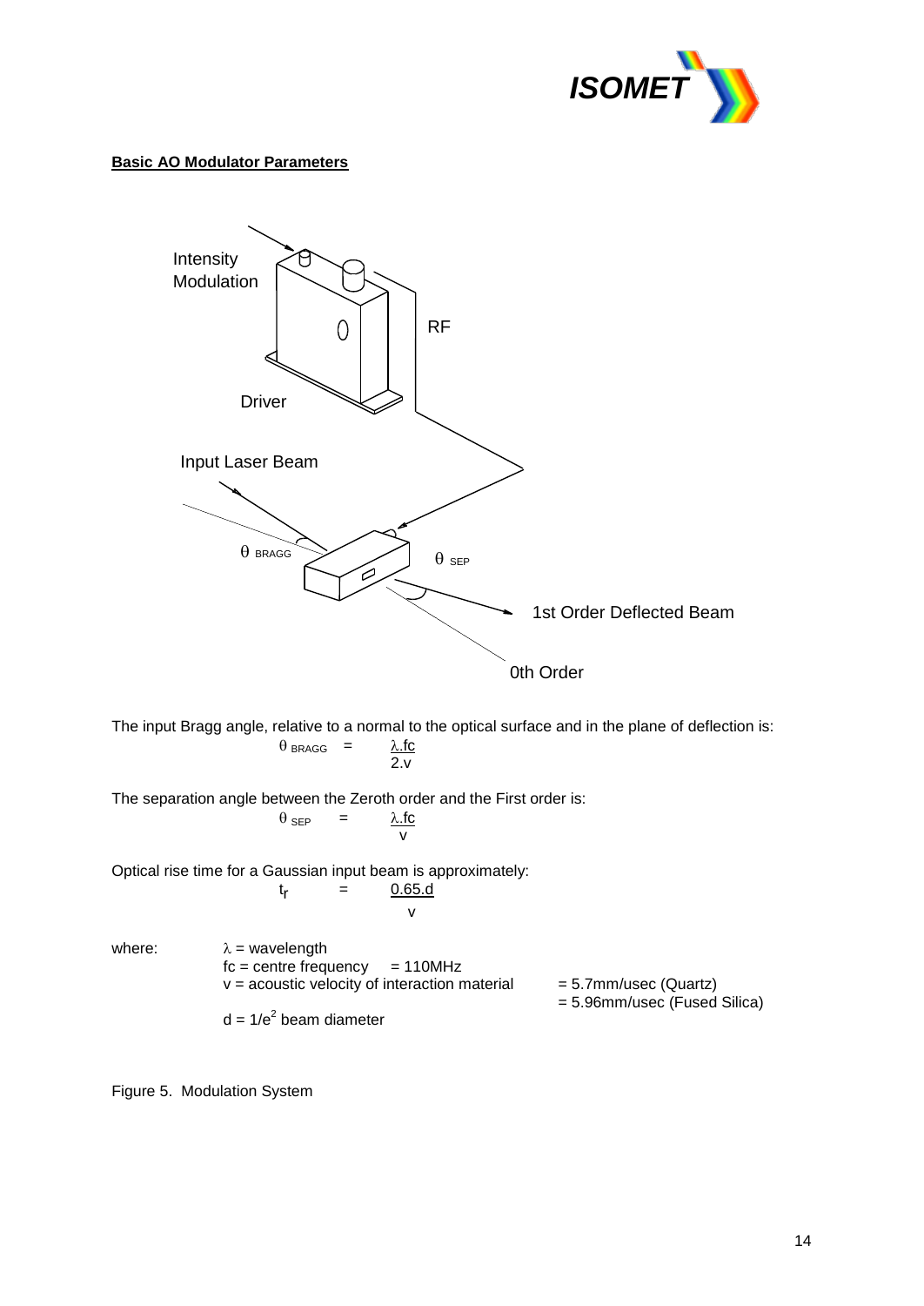**Basic AO Modulator Parameters**

Intensity Modulation

RF

Driver

Input Laser Beam

$\theta_{BRAGG}$

$\theta_{SEP}$

1st Order Deflected Beam

0th Order

The input Bragg angle, relative to a normal to the optical surface and in the plane of deflection is:

$$\theta_{BRAGG} = \frac{\lambda.fc}{2.v}$$

The separation angle between the Zeroth order and the First order is:

$$\theta_{SEP} = \frac{\lambda.fc}{v}$$

Optical rise time for a Gaussian input beam is approximately:

$$t_r = \frac{0.65.d}{v}$$

where:
- $\lambda$ = wavelength
- fc = centre frequency = 110MHz
- v = acoustic velocity of interaction material = 5.7mm/usec (Quartz) = 5.96mm/usec (Fused Silica)
- d = $1/e^2$ beam diameter

Figure 5. Modulation System